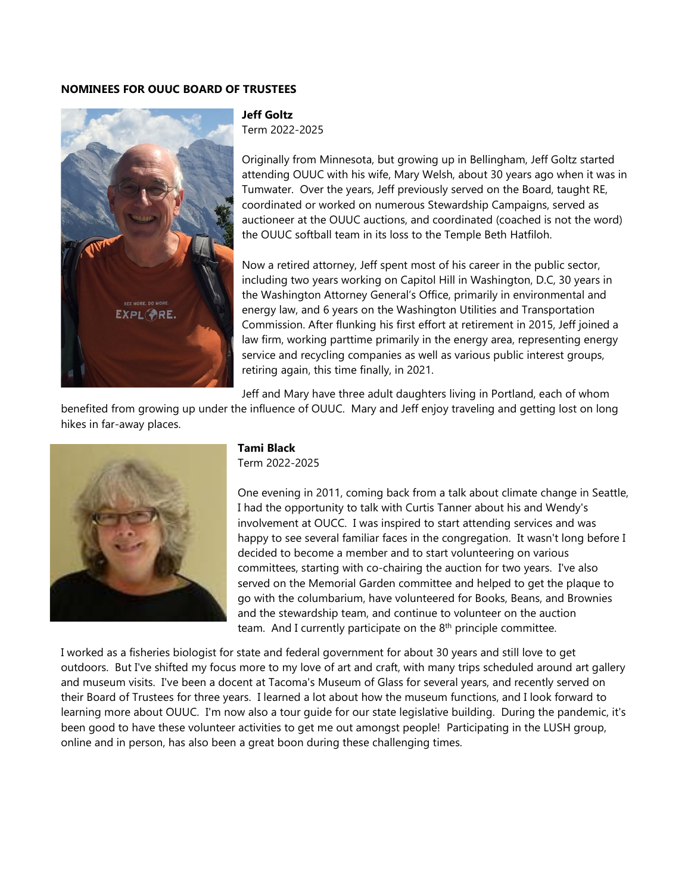**NOMINEES FOR OUUC BOARD OF TRUSTEES**

**Jeff Goltz**
Term 2022-2025

Originally from Minnesota, but growing up in Bellingham, Jeff Goltz started attending OUUC with his wife, Mary Welsh, about 30 years ago when it was in Tumwater. Over the years, Jeff previously served on the Board, taught RE, coordinated or worked on numerous Stewardship Campaigns, served as auctioneer at the OUUC auctions, and coordinated (coached is not the word) the OUUC softball team in its loss to the Temple Beth Hatfiloh.

Now a retired attorney, Jeff spent most of his career in the public sector, including two years working on Capitol Hill in Washington, D.C, 30 years in the Washington Attorney General's Office, primarily in environmental and energy law, and 6 years on the Washington Utilities and Transportation Commission. After flunking his first effort at retirement in 2015, Jeff joined a law firm, working parttime primarily in the energy area, representing energy service and recycling companies as well as various public interest groups, retiring again, this time finally, in 2021.

Jeff and Mary have three adult daughters living in Portland, each of whom benefited from growing up under the influence of OUUC. Mary and Jeff enjoy traveling and getting lost on long hikes in far-away places.

**Tami Black**
Term 2022-2025

One evening in 2011, coming back from a talk about climate change in Seattle, I had the opportunity to talk with Curtis Tanner about his and Wendy's involvement at OUCC. I was inspired to start attending services and was happy to see several familiar faces in the congregation. It wasn't long before I decided to become a member and to start volunteering on various committees, starting with co-chairing the auction for two years. I've also served on the Memorial Garden committee and helped to get the plaque to go with the columbarium, have volunteered for Books, Beans, and Brownies and the stewardship team, and continue to volunteer on the auction team. And I currently participate on the 8th principle committee.

I worked as a fisheries biologist for state and federal government for about 30 years and still love to get outdoors. But I've shifted my focus more to my love of art and craft, with many trips scheduled around art gallery and museum visits. I've been a docent at Tacoma's Museum of Glass for several years, and recently served on their Board of Trustees for three years. I learned a lot about how the museum functions, and I look forward to learning more about OUUC. I'm now also a tour guide for our state legislative building. During the pandemic, it's been good to have these volunteer activities to get me out amongst people! Participating in the LUSH group, online and in person, has also been a great boon during these challenging times.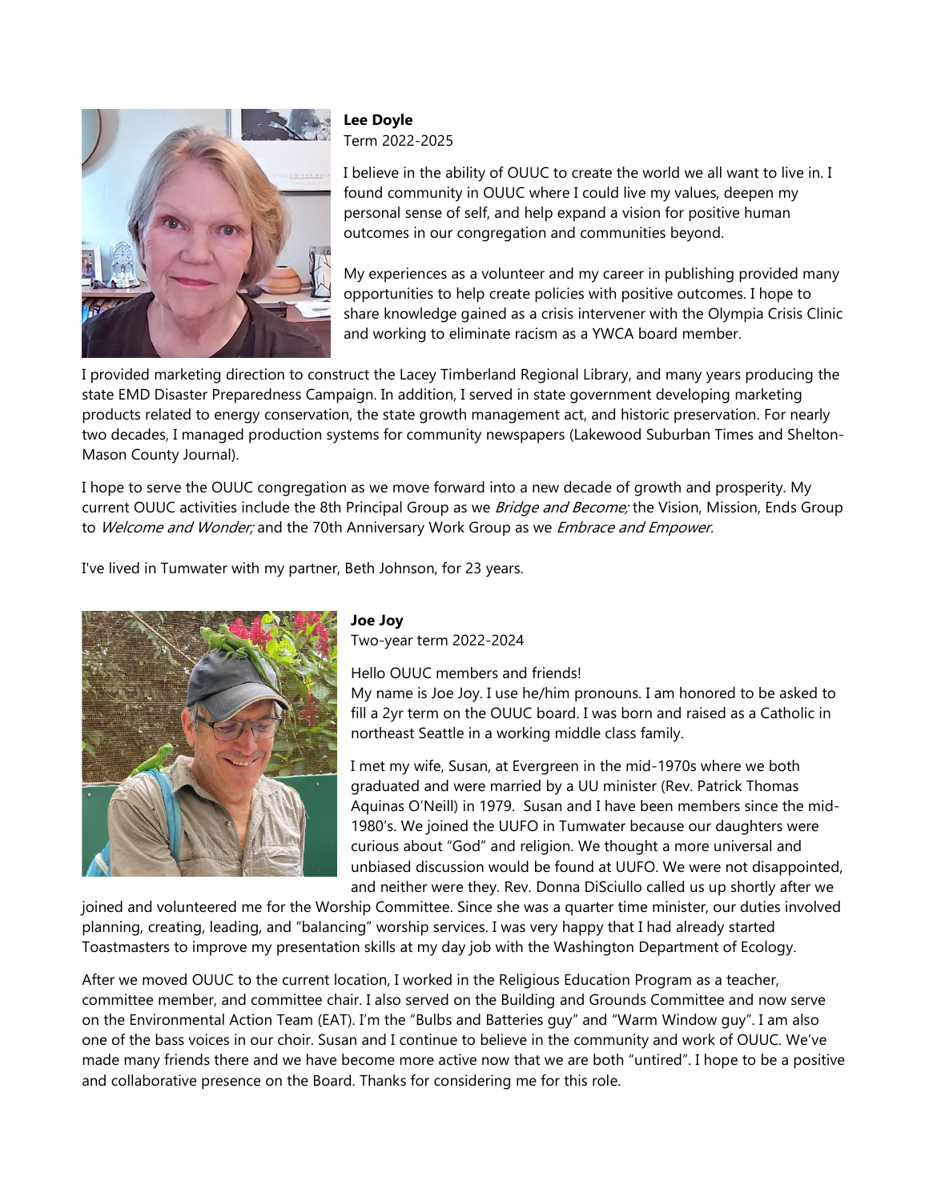**Lee Doyle**
Term 2022-2025

I believe in the ability of OUUC to create the world we all want to live in. I found community in OUUC where I could live my values, deepen my personal sense of self, and help expand a vision for positive human outcomes in our congregation and communities beyond.

My experiences as a volunteer and my career in publishing provided many opportunities to help create policies with positive outcomes. I hope to share knowledge gained as a crisis intervener with the Olympia Crisis Clinic and working to eliminate racism as a YWCA board member.

I provided marketing direction to construct the Lacey Timberland Regional Library, and many years producing the state EMD Disaster Preparedness Campaign. In addition, I served in state government developing marketing products related to energy conservation, the state growth management act, and historic preservation. For nearly two decades, I managed production systems for community newspapers (Lakewood Suburban Times and Shelton-Mason County Journal).

I hope to serve the OUUC congregation as we move forward into a new decade of growth and prosperity. My current OUUC activities include the 8th Principal Group as we *Bridge and Become;* the Vision, Mission, Ends Group to *Welcome and Wonder;* and the 70th Anniversary Work Group as we *Embrace and Empower.*

I've lived in Tumwater with my partner, Beth Johnson, for 23 years.

**Joe Joy**
Two-year term 2022-2024

Hello OUUC members and friends!
My name is Joe Joy. I use he/him pronouns. I am honored to be asked to fill a 2yr term on the OUUC board. I was born and raised as a Catholic in northeast Seattle in a working middle class family.

I met my wife, Susan, at Evergreen in the mid-1970s where we both graduated and were married by a UU minister (Rev. Patrick Thomas Aquinas O'Neill) in 1979. Susan and I have been members since the mid-1980's. We joined the UUFO in Tumwater because our daughters were curious about "God" and religion. We thought a more universal and unbiased discussion would be found at UUFO. We were not disappointed, and neither were they. Rev. Donna DiSciullo called us up shortly after we joined and volunteered me for the Worship Committee. Since she was a quarter time minister, our duties involved planning, creating, leading, and "balancing" worship services. I was very happy that I had already started Toastmasters to improve my presentation skills at my day job with the Washington Department of Ecology.

After we moved OUUC to the current location, I worked in the Religious Education Program as a teacher, committee member, and committee chair. I also served on the Building and Grounds Committee and now serve on the Environmental Action Team (EAT). I'm the "Bulbs and Batteries guy" and "Warm Window guy". I am also one of the bass voices in our choir. Susan and I continue to believe in the community and work of OUUC. We've made many friends there and we have become more active now that we are both "untired". I hope to be a positive and collaborative presence on the Board. Thanks for considering me for this role.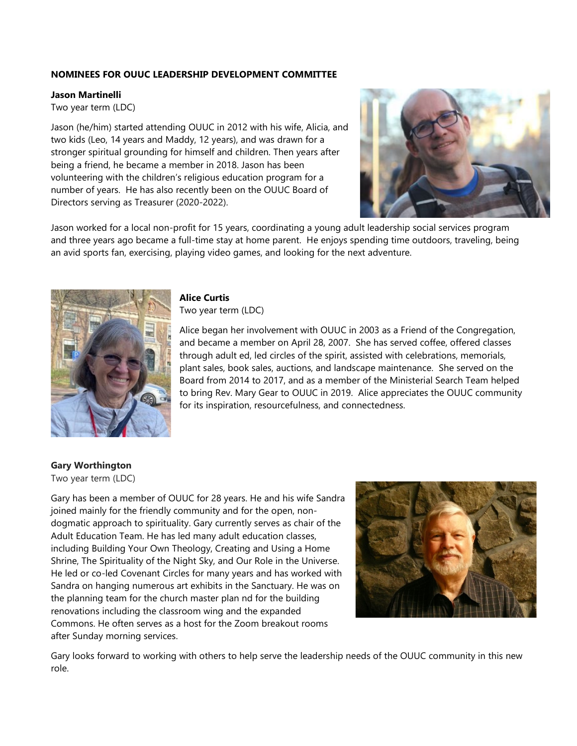**NOMINEES FOR OUUC LEADERSHIP DEVELOPMENT COMMITTEE**

**Jason Martinelli**
Two year term (LDC)

Jason (he/him) started attending OUUC in 2012 with his wife, Alicia, and two kids (Leo, 14 years and Maddy, 12 years), and was drawn for a stronger spiritual grounding for himself and children. Then years after being a friend, he became a member in 2018. Jason has been volunteering with the children's religious education program for a number of years. He has also recently been on the OUUC Board of Directors serving as Treasurer (2020-2022).

Jason worked for a local non-profit for 15 years, coordinating a young adult leadership social services program and three years ago became a full-time stay at home parent. He enjoys spending time outdoors, traveling, being an avid sports fan, exercising, playing video games, and looking for the next adventure.

**Alice Curtis**
Two year term (LDC)

Alice began her involvement with OUUC in 2003 as a Friend of the Congregation, and became a member on April 28, 2007. She has served coffee, offered classes through adult ed, led circles of the spirit, assisted with celebrations, memorials, plant sales, book sales, auctions, and landscape maintenance. She served on the Board from 2014 to 2017, and as a member of the Ministerial Search Team helped to bring Rev. Mary Gear to OUUC in 2019. Alice appreciates the OUUC community for its inspiration, resourcefulness, and connectedness.

**Gary Worthington**
Two year term (LDC)

Gary has been a member of OUUC for 28 years. He and his wife Sandra joined mainly for the friendly community and for the open, non-dogmatic approach to spirituality. Gary currently serves as chair of the Adult Education Team. He has led many adult education classes, including Building Your Own Theology, Creating and Using a Home Shrine, The Spirituality of the Night Sky, and Our Role in the Universe. He led or co-led Covenant Circles for many years and has worked with Sandra on hanging numerous art exhibits in the Sanctuary. He was on the planning team for the church master plan nd for the building renovations including the classroom wing and the expanded Commons. He often serves as a host for the Zoom breakout rooms after Sunday morning services.

Gary looks forward to working with others to help serve the leadership needs of the OUUC community in this new role.